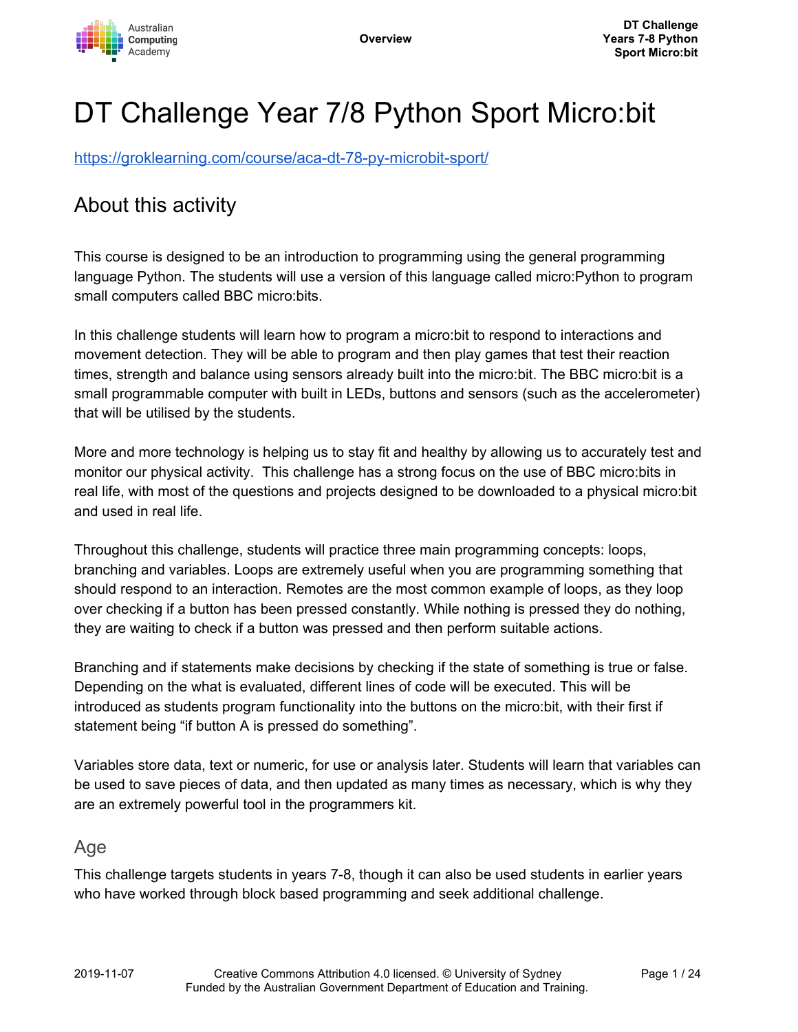# DT Challenge Year 7/8 Python Sport Micro:bit

https://groklearning.com/course/aca-dt-78-py-microbit-sport/

## About this activity

This course is designed to be an introduction to programming using the general programming language Python. The students will use a version of this language called micro:Python to program small computers called BBC micro:bits.

In this challenge students will learn how to program a micro:bit to respond to interactions and movement detection. They will be able to program and then play games that test their reaction times, strength and balance using sensors already built into the micro:bit. The BBC micro:bit is a small programmable computer with built in LEDs, buttons and sensors (such as the accelerometer) that will be utilised by the students.

More and more technology is helping us to stay fit and healthy by allowing us to accurately test and monitor our physical activity. This challenge has a strong focus on the use of BBC micro:bits in real life, with most of the questions and projects designed to be downloaded to a physical micro:bit and used in real life.

Throughout this challenge, students will practice three main programming concepts: loops, branching and variables. Loops are extremely useful when you are programming something that should respond to an interaction. Remotes are the most common example of loops, as they loop over checking if a button has been pressed constantly. While nothing is pressed they do nothing, they are waiting to check if a button was pressed and then perform suitable actions.

Branching and if statements make decisions by checking if the state of something is true or false. Depending on the what is evaluated, different lines of code will be executed. This will be introduced as students program functionality into the buttons on the micro:bit, with their first if statement being "if button A is pressed do something".

Variables store data, text or numeric, for use or analysis later. Students will learn that variables can be used to save pieces of data, and then updated as many times as necessary, which is why they are an extremely powerful tool in the programmers kit.

### Age

This challenge targets students in years 7-8, though it can also be used students in earlier years who have worked through block based programming and seek additional challenge.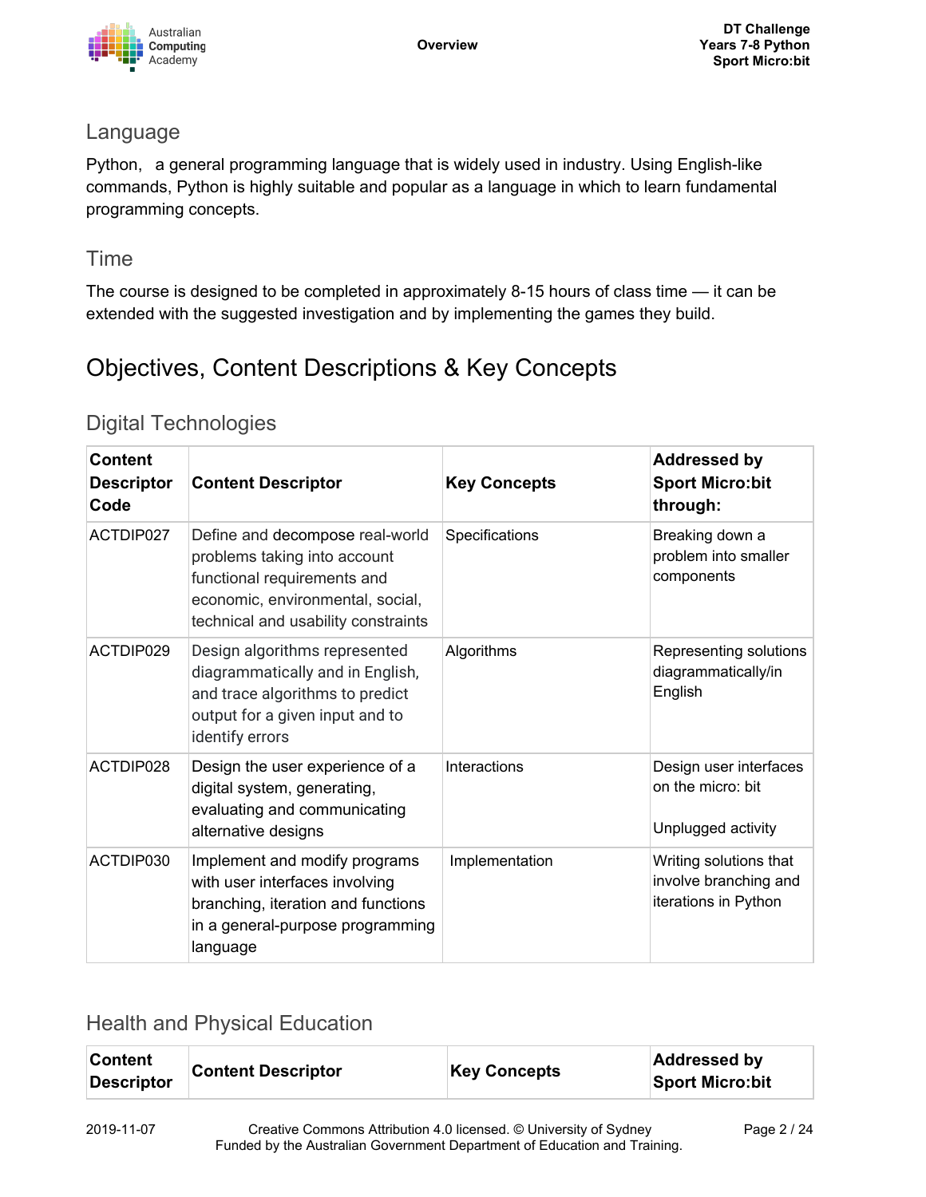## Language

Python, a general programming language that is widely used in industry. Using English-like commands, Python is highly suitable and popular as a language in which to learn fundamental programming concepts.

## Time

The course is designed to be completed in approximately 8-15 hours of class time — it can be extended with the suggested investigation and by implementing the games they build.

# Objectives, Content Descriptions & Key Concepts

## Digital Technologies

| Content Descriptor Code | Content Descriptor | Key Concepts | Addressed by Sport Micro:bit through: |
|---|---|---|---|
| ACTDIP027 | Define and decompose real-world problems taking into account functional requirements and economic, environmental, social, technical and usability constraints | Specifications | Breaking down a problem into smaller components |
| ACTDIP029 | Design algorithms represented diagrammatically and in English, and trace algorithms to predict output for a given input and to identify errors | Algorithms | Representing solutions diagrammatically/in English |
| ACTDIP028 | Design the user experience of a digital system, generating, evaluating and communicating alternative designs | Interactions | Design user interfaces on the micro: bit<br><br>Unplugged activity |
| ACTDIP030 | Implement and modify programs with user interfaces involving branching, iteration and functions in a general-purpose programming language | Implementation | Writing solutions that involve branching and iterations in Python |

## Health and Physical Education

| Content Descriptor | Content Descriptor | Key Concepts | Addressed by Sport Micro:bit |
|---|---|---|---|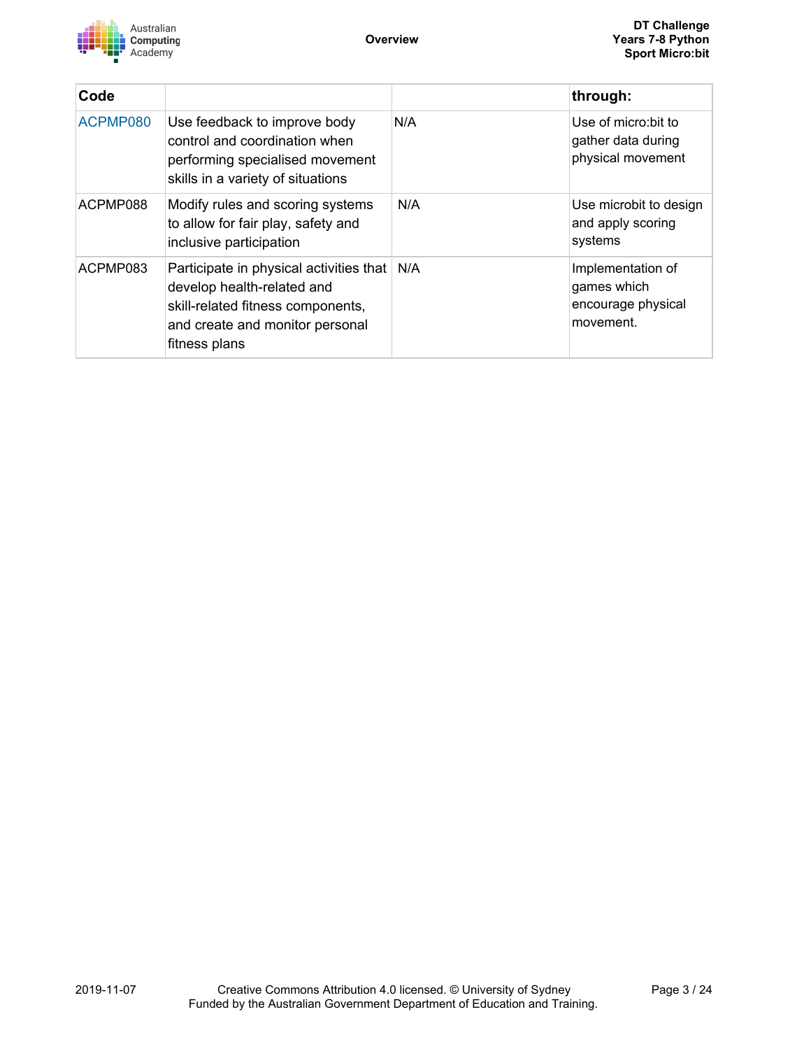| Code | | | through: |
|---|---|---|---|
| ACPMP080 | Use feedback to improve body control and coordination when performing specialised movement skills in a variety of situations | N/A | Use of micro:bit to gather data during physical movement |
| ACPMP088 | Modify rules and scoring systems to allow for fair play, safety and inclusive participation | N/A | Use microbit to design and apply scoring systems |
| ACPMP083 | Participate in physical activities that develop health-related and skill-related fitness components, and create and monitor personal fitness plans | N/A | Implementation of games which encourage physical movement. |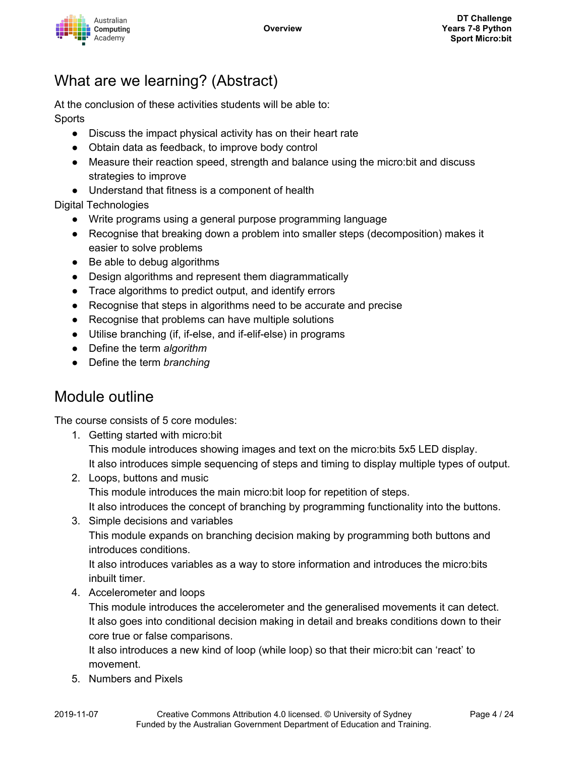## What are we learning? (Abstract)

At the conclusion of these activities students will be able to:

Sports

- Discuss the impact physical activity has on their heart rate
- Obtain data as feedback, to improve body control
- Measure their reaction speed, strength and balance using the micro:bit and discuss strategies to improve
- Understand that fitness is a component of health

Digital Technologies

- Write programs using a general purpose programming language
- Recognise that breaking down a problem into smaller steps (decomposition) makes it easier to solve problems
- Be able to debug algorithms
- Design algorithms and represent them diagrammatically
- Trace algorithms to predict output, and identify errors
- Recognise that steps in algorithms need to be accurate and precise
- Recognise that problems can have multiple solutions
- Utilise branching (if, if-else, and if-elif-else) in programs
- Define the term *algorithm*
- Define the term *branching*

## Module outline

The course consists of 5 core modules:

1. Getting started with micro:bit
   This module introduces showing images and text on the micro:bits 5x5 LED display.
   It also introduces simple sequencing of steps and timing to display multiple types of output.
2. Loops, buttons and music
   This module introduces the main micro:bit loop for repetition of steps.
   It also introduces the concept of branching by programming functionality into the buttons.
3. Simple decisions and variables
   This module expands on branching decision making by programming both buttons and introduces conditions.
   It also introduces variables as a way to store information and introduces the micro:bits inbuilt timer.
4. Accelerometer and loops
   This module introduces the accelerometer and the generalised movements it can detect.
   It also goes into conditional decision making in detail and breaks conditions down to their core true or false comparisons.
   It also introduces a new kind of loop (while loop) so that their micro:bit can 'react' to movement.
5. Numbers and Pixels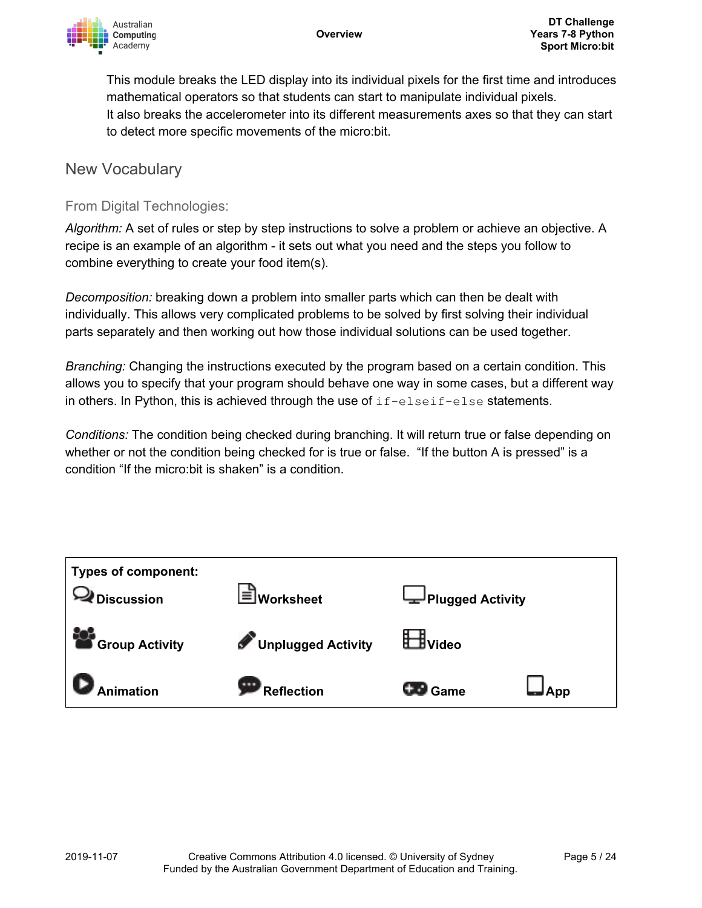This module breaks the LED display into its individual pixels for the first time and introduces mathematical operators so that students can start to manipulate individual pixels.
It also breaks the accelerometer into its different measurements axes so that they can start to detect more specific movements of the micro:bit.

## New Vocabulary

### From Digital Technologies:

*Algorithm:* A set of rules or step by step instructions to solve a problem or achieve an objective. A recipe is an example of an algorithm - it sets out what you need and the steps you follow to combine everything to create your food item(s).

*Decomposition:* breaking down a problem into smaller parts which can then be dealt with individually. This allows very complicated problems to be solved by first solving their individual parts separately and then working out how those individual solutions can be used together.

*Branching:* Changing the instructions executed by the program based on a certain condition. This allows you to specify that your program should behave one way in some cases, but a different way in others. In Python, this is achieved through the use of `if-elseif-else` statements.

*Conditions:* The condition being checked during branching. It will return true or false depending on whether or not the condition being checked for is true or false. "If the button A is pressed" is a condition "If the micro:bit is shaken" is a condition.

| **Types of component:** | | | |
|---|---|---|---|
| **Discussion** | **Worksheet** | **Plugged Activity** | |
| **Group Activity** | **Unplugged Activity** | **Video** | |
| **Animation** | **Reflection** | **Game** | **App** |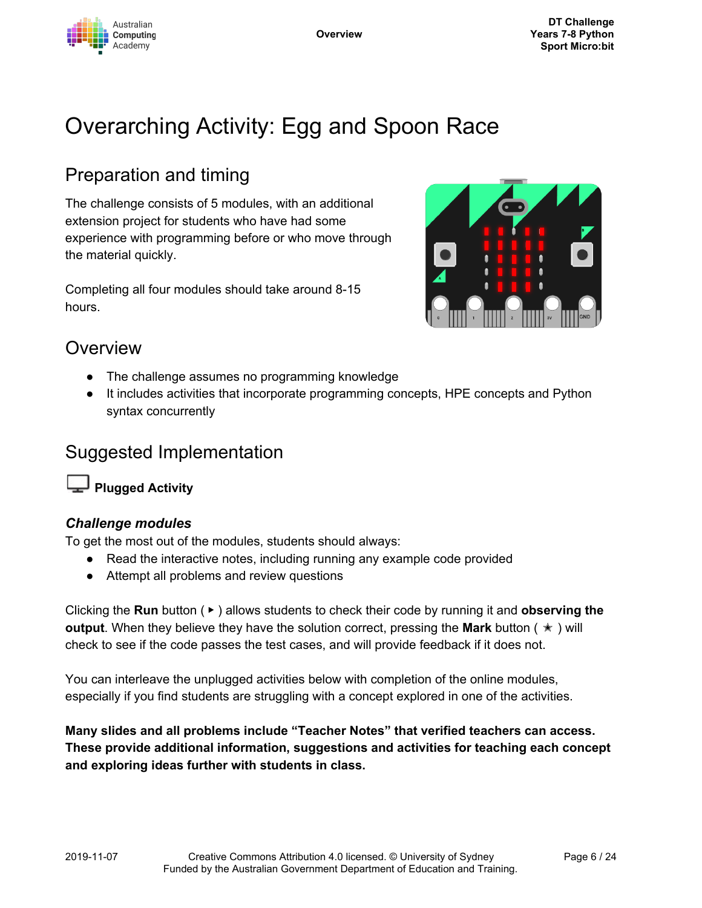# Overarching Activity: Egg and Spoon Race

## Preparation and timing

The challenge consists of 5 modules, with an additional extension project for students who have had some experience with programming before or who move through the material quickly.

Completing all four modules should take around 8-15 hours.

## Overview

- The challenge assumes no programming knowledge
- It includes activities that incorporate programming concepts, HPE concepts and Python syntax concurrently

## Suggested Implementation

**Plugged Activity**

### *Challenge modules*

To get the most out of the modules, students should always:

- Read the interactive notes, including running any example code provided
- Attempt all problems and review questions

Clicking the **Run** button ( ▶ ) allows students to check their code by running it and **observing the output**. When they believe they have the solution correct, pressing the **Mark** button ( ★ ) will check to see if the code passes the test cases, and will provide feedback if it does not.

You can interleave the unplugged activities below with completion of the online modules, especially if you find students are struggling with a concept explored in one of the activities.

**Many slides and all problems include "Teacher Notes" that verified teachers can access. These provide additional information, suggestions and activities for teaching each concept and exploring ideas further with students in class.**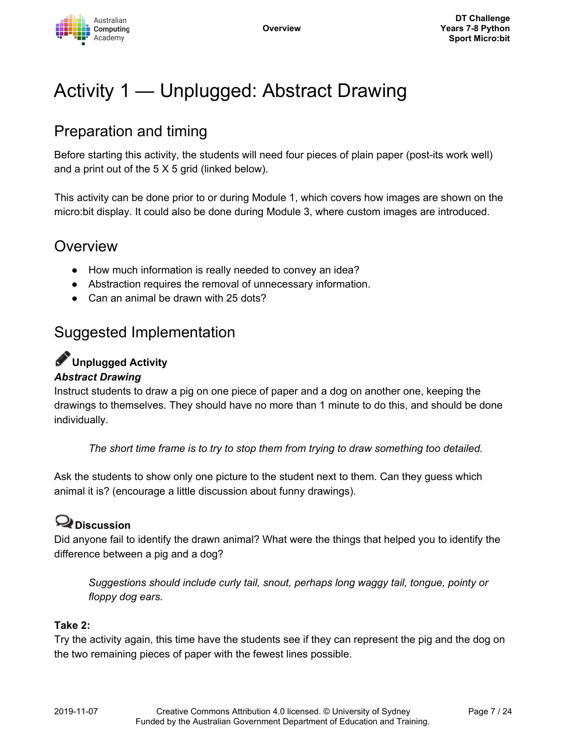# Activity 1 — Unplugged: Abstract Drawing

## Preparation and timing

Before starting this activity, the students will need four pieces of plain paper (post-its work well) and a print out of the 5 X 5 grid (linked below).

This activity can be done prior to or during Module 1, which covers how images are shown on the micro:bit display. It could also be done during Module 3, where custom images are introduced.

## Overview

- How much information is really needed to convey an idea?
- Abstraction requires the removal of unnecessary information.
- Can an animal be drawn with 25 dots?

## Suggested Implementation

**Unplugged Activity**

***Abstract Drawing***

Instruct students to draw a pig on one piece of paper and a dog on another one, keeping the drawings to themselves. They should have no more than 1 minute to do this, and should be done individually.

> *The short time frame is to try to stop them from trying to draw something too detailed.*

Ask the students to show only one picture to the student next to them. Can they guess which animal it is? (encourage a little discussion about funny drawings).

**Discussion**

Did anyone fail to identify the drawn animal? What were the things that helped you to identify the difference between a pig and a dog?

> *Suggestions should include curly tail, snout, perhaps long waggy tail, tongue, pointy or floppy dog ears.*

**Take 2:**

Try the activity again, this time have the students see if they can represent the pig and the dog on the two remaining pieces of paper with the fewest lines possible.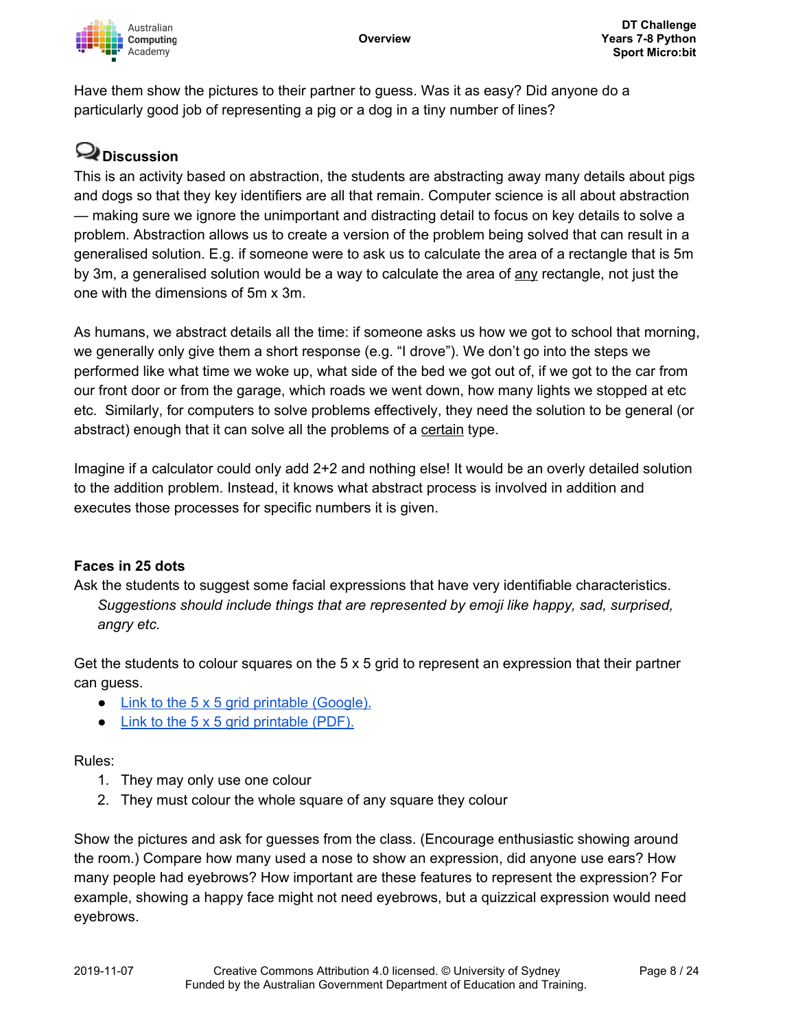Have them show the pictures to their partner to guess. Was it as easy? Did anyone do a particularly good job of representing a pig or a dog in a tiny number of lines?

### Discussion

This is an activity based on abstraction, the students are abstracting away many details about pigs and dogs so that they key identifiers are all that remain. Computer science is all about abstraction — making sure we ignore the unimportant and distracting detail to focus on key details to solve a problem. Abstraction allows us to create a version of the problem being solved that can result in a generalised solution. E.g. if someone were to ask us to calculate the area of a rectangle that is 5m by 3m, a generalised solution would be a way to calculate the area of <u>any</u> rectangle, not just the one with the dimensions of 5m x 3m.

As humans, we abstract details all the time: if someone asks us how we got to school that morning, we generally only give them a short response (e.g. "I drove"). We don't go into the steps we performed like what time we woke up, what side of the bed we got out of, if we got to the car from our front door or from the garage, which roads we went down, how many lights we stopped at etc etc. Similarly, for computers to solve problems effectively, they need the solution to be general (or abstract) enough that it can solve all the problems of a <u>certain</u> type.

Imagine if a calculator could only add 2+2 and nothing else! It would be an overly detailed solution to the addition problem. Instead, it knows what abstract process is involved in addition and executes those processes for specific numbers it is given.

### Faces in 25 dots

Ask the students to suggest some facial expressions that have very identifiable characteristics.

*Suggestions should include things that are represented by emoji like happy, sad, surprised, angry etc.*

Get the students to colour squares on the 5 x 5 grid to represent an expression that their partner can guess.

- Link to the 5 x 5 grid printable (Google).
- Link to the 5 x 5 grid printable (PDF).

Rules:

1. They may only use one colour
2. They must colour the whole square of any square they colour

Show the pictures and ask for guesses from the class. (Encourage enthusiastic showing around the room.) Compare how many used a nose to show an expression, did anyone use ears? How many people had eyebrows? How important are these features to represent the expression? For example, showing a happy face might not need eyebrows, but a quizzical expression would need eyebrows.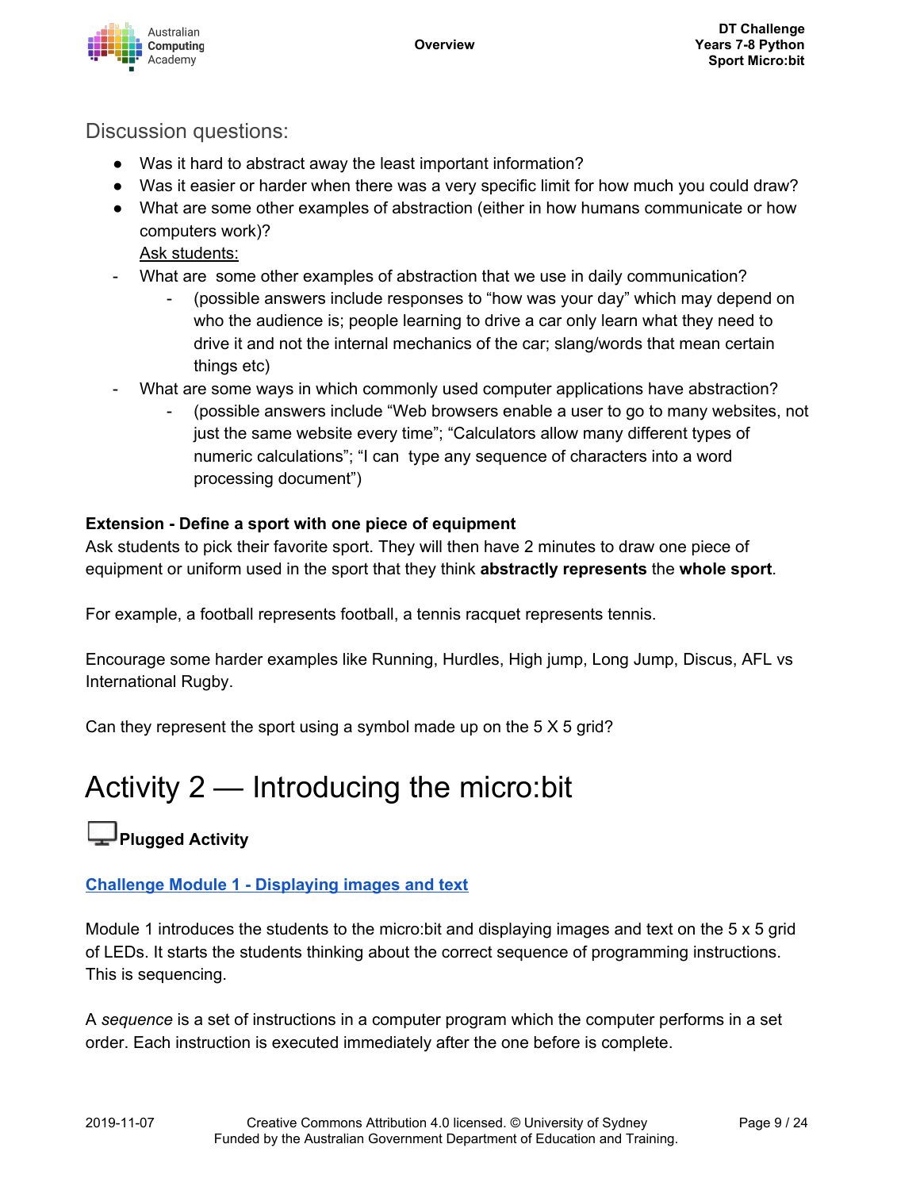## Discussion questions:

- Was it hard to abstract away the least important information?
- Was it easier or harder when there was a very specific limit for how much you could draw?
- What are some other examples of abstraction (either in how humans communicate or how computers work)?

  Ask students:
- What are some other examples of abstraction that we use in daily communication?
  - (possible answers include responses to "how was your day" which may depend on who the audience is; people learning to drive a car only learn what they need to drive it and not the internal mechanics of the car; slang/words that mean certain things etc)
- What are some ways in which commonly used computer applications have abstraction?
  - (possible answers include "Web browsers enable a user to go to many websites, not just the same website every time"; "Calculators allow many different types of numeric calculations"; "I can type any sequence of characters into a word processing document")

**Extension - Define a sport with one piece of equipment**

Ask students to pick their favorite sport. They will then have 2 minutes to draw one piece of equipment or uniform used in the sport that they think **abstractly represents** the **whole sport**.

For example, a football represents football, a tennis racquet represents tennis.

Encourage some harder examples like Running, Hurdles, High jump, Long Jump, Discus, AFL vs International Rugby.

Can they represent the sport using a symbol made up on the 5 X 5 grid?

# Activity 2 — Introducing the micro:bit

**Plugged Activity**

**Challenge Module 1 - Displaying images and text**

Module 1 introduces the students to the micro:bit and displaying images and text on the 5 x 5 grid of LEDs. It starts the students thinking about the correct sequence of programming instructions. This is sequencing.

A *sequence* is a set of instructions in a computer program which the computer performs in a set order. Each instruction is executed immediately after the one before is complete.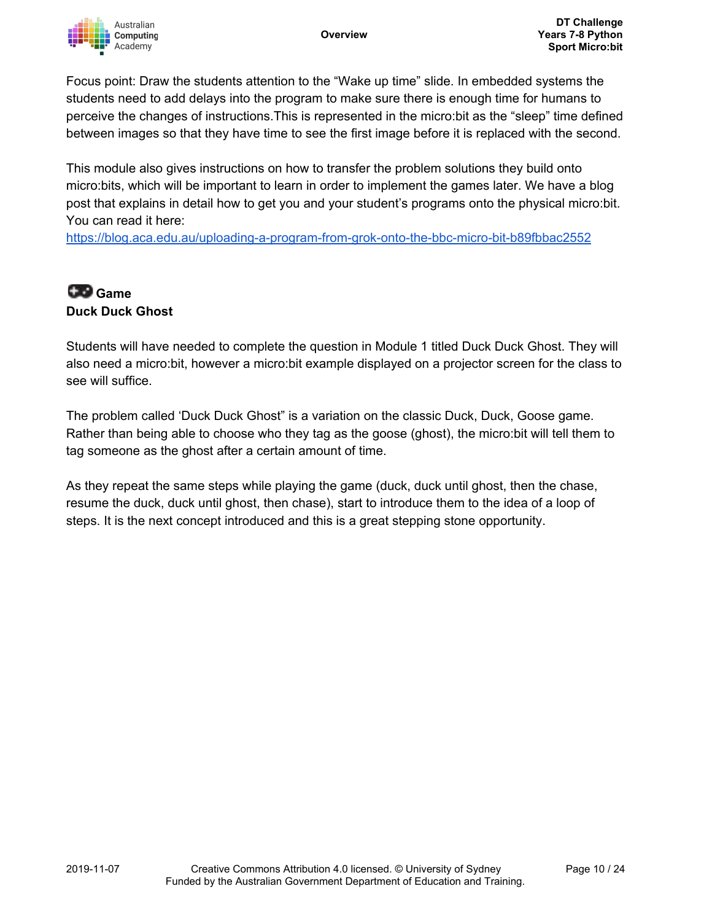Focus point: Draw the students attention to the “Wake up time” slide. In embedded systems the students need to add delays into the program to make sure there is enough time for humans to perceive the changes of instructions.This is represented in the micro:bit as the “sleep” time defined between images so that they have time to see the first image before it is replaced with the second.

This module also gives instructions on how to transfer the problem solutions they build onto micro:bits, which will be important to learn in order to implement the games later. We have a blog post that explains in detail how to get you and your student’s programs onto the physical micro:bit. You can read it here:
[https://blog.aca.edu.au/uploading-a-program-from-grok-onto-the-bbc-micro-bit-b89fbbac2552](https://blog.aca.edu.au/uploading-a-program-from-grok-onto-the-bbc-micro-bit-b89fbbac2552)

### Game
### Duck Duck Ghost

Students will have needed to complete the question in Module 1 titled Duck Duck Ghost. They will also need a micro:bit, however a micro:bit example displayed on a projector screen for the class to see will suffice.

The problem called ‘Duck Duck Ghost” is a variation on the classic Duck, Duck, Goose game. Rather than being able to choose who they tag as the goose (ghost), the micro:bit will tell them to tag someone as the ghost after a certain amount of time.

As they repeat the same steps while playing the game (duck, duck until ghost, then the chase, resume the duck, duck until ghost, then chase), start to introduce them to the idea of a loop of steps. It is the next concept introduced and this is a great stepping stone opportunity.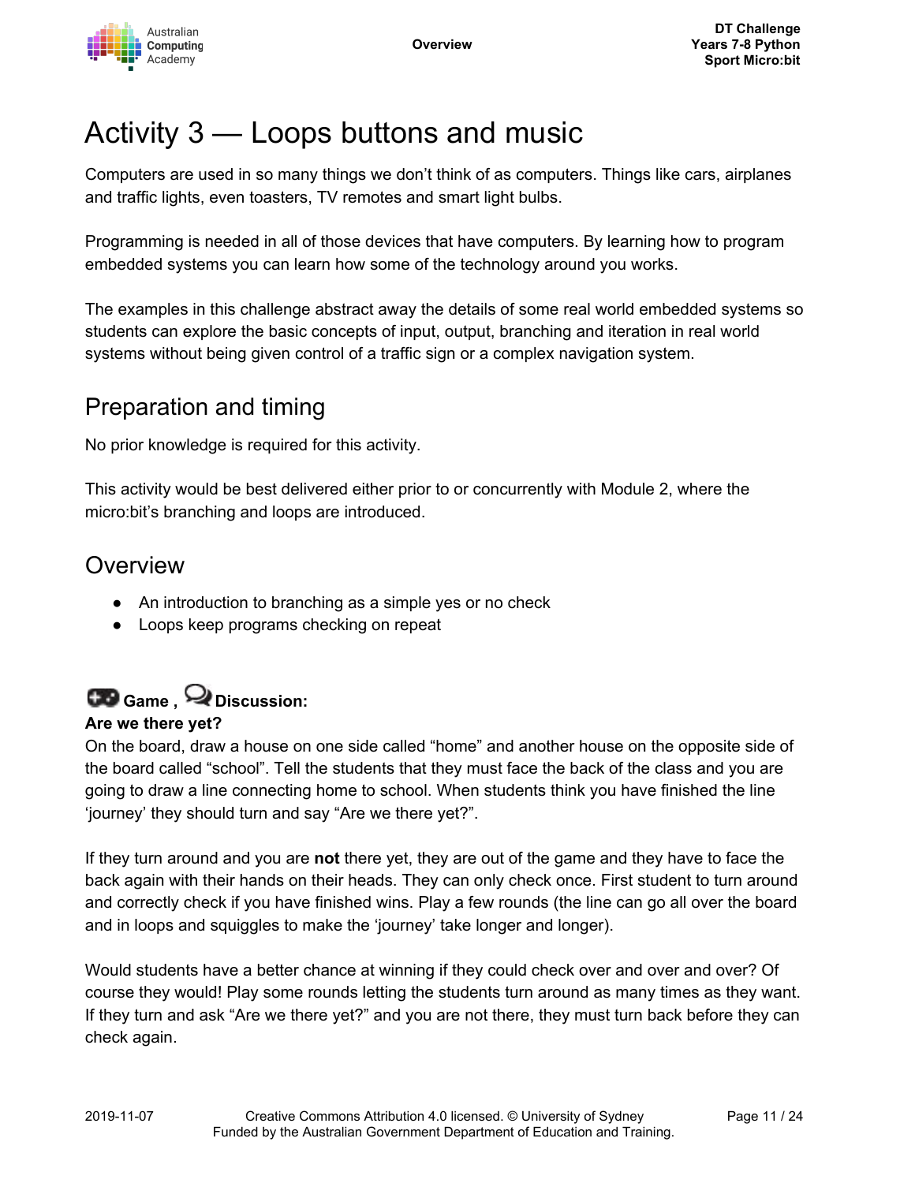# Activity 3 — Loops buttons and music

Computers are used in so many things we don't think of as computers. Things like cars, airplanes and traffic lights, even toasters, TV remotes and smart light bulbs.

Programming is needed in all of those devices that have computers. By learning how to program embedded systems you can learn how some of the technology around you works.

The examples in this challenge abstract away the details of some real world embedded systems so students can explore the basic concepts of input, output, branching and iteration in real world systems without being given control of a traffic sign or a complex navigation system.

## Preparation and timing

No prior knowledge is required for this activity.

This activity would be best delivered either prior to or concurrently with Module 2, where the micro:bit's branching and loops are introduced.

## Overview

- An introduction to branching as a simple yes or no check
- Loops keep programs checking on repeat

**Game , Discussion:**

**Are we there yet?**

On the board, draw a house on one side called "home" and another house on the opposite side of the board called "school". Tell the students that they must face the back of the class and you are going to draw a line connecting home to school. When students think you have finished the line 'journey' they should turn and say "Are we there yet?".

If they turn around and you are **not** there yet, they are out of the game and they have to face the back again with their hands on their heads. They can only check once. First student to turn around and correctly check if you have finished wins. Play a few rounds (the line can go all over the board and in loops and squiggles to make the 'journey' take longer and longer).

Would students have a better chance at winning if they could check over and over and over? Of course they would! Play some rounds letting the students turn around as many times as they want. If they turn and ask "Are we there yet?" and you are not there, they must turn back before they can check again.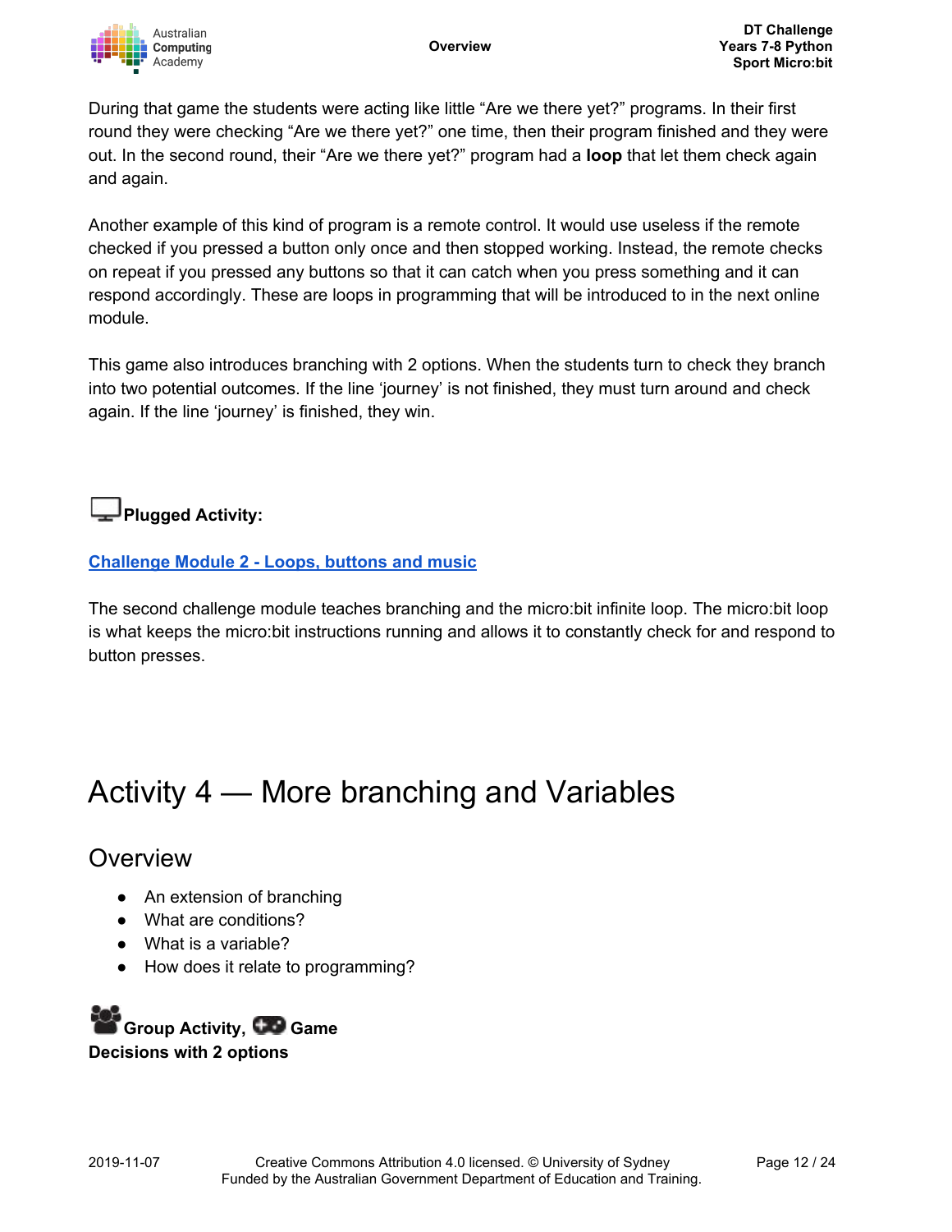During that game the students were acting like little "Are we there yet?" programs. In their first round they were checking "Are we there yet?" one time, then their program finished and they were out. In the second round, their "Are we there yet?" program had a **loop** that let them check again and again.

Another example of this kind of program is a remote control. It would use useless if the remote checked if you pressed a button only once and then stopped working. Instead, the remote checks on repeat if you pressed any buttons so that it can catch when you press something and it can respond accordingly. These are loops in programming that will be introduced to in the next online module.

This game also introduces branching with 2 options. When the students turn to check they branch into two potential outcomes. If the line 'journey' is not finished, they must turn around and check again. If the line 'journey' is finished, they win.

**Plugged Activity:**

**Challenge Module 2 - Loops, buttons and music**

The second challenge module teaches branching and the micro:bit infinite loop. The micro:bit loop is what keeps the micro:bit instructions running and allows it to constantly check for and respond to button presses.

# Activity 4 — More branching and Variables

## Overview

- An extension of branching
- What are conditions?
- What is a variable?
- How does it relate to programming?

**Group Activity, Game**
**Decisions with 2 options**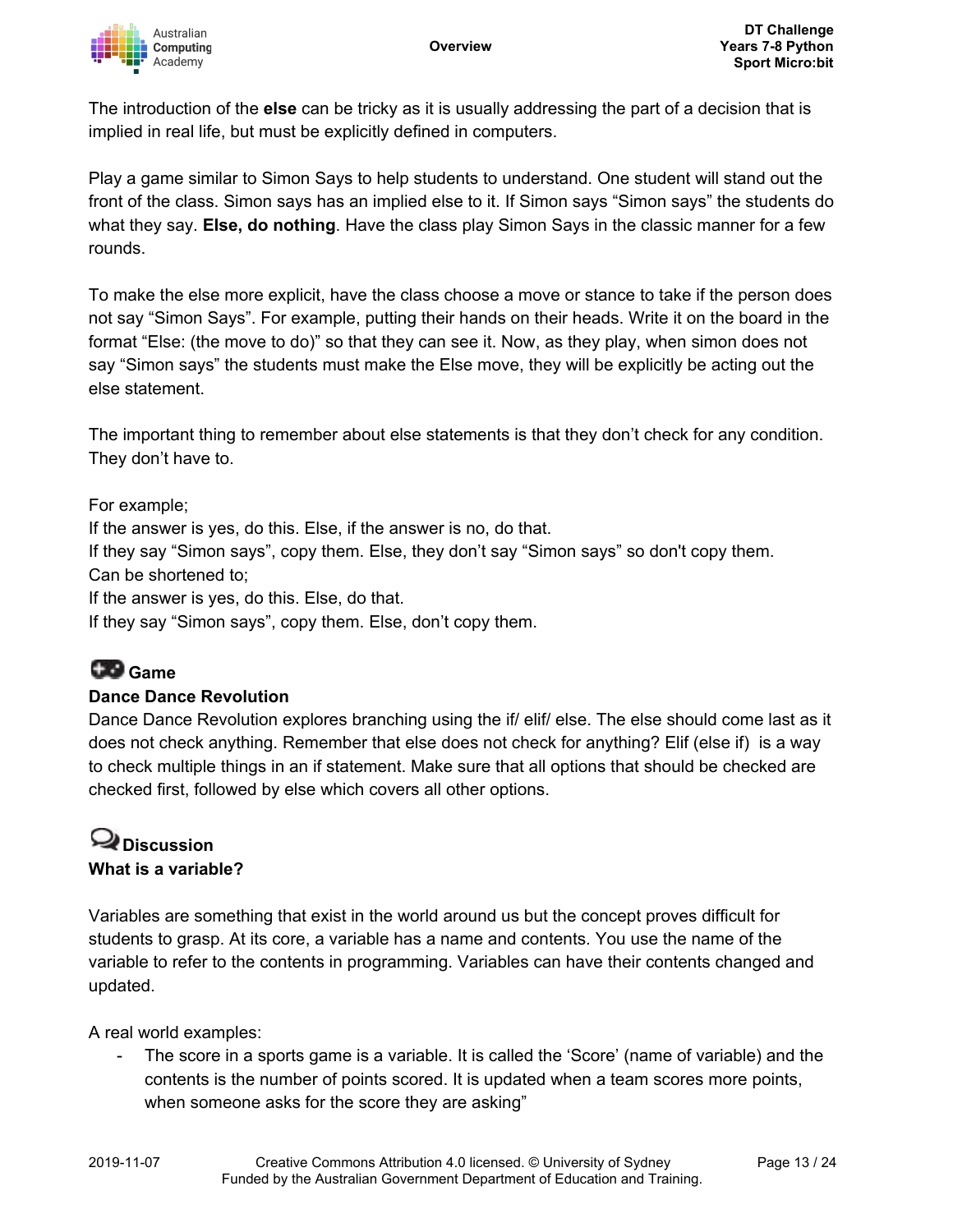The introduction of the **else** can be tricky as it is usually addressing the part of a decision that is implied in real life, but must be explicitly defined in computers.

Play a game similar to Simon Says to help students to understand. One student will stand out the front of the class. Simon says has an implied else to it. If Simon says "Simon says" the students do what they say. **Else, do nothing**. Have the class play Simon Says in the classic manner for a few rounds.

To make the else more explicit, have the class choose a move or stance to take if the person does not say "Simon Says". For example, putting their hands on their heads. Write it on the board in the format "Else: (the move to do)" so that they can see it. Now, as they play, when simon does not say "Simon says" the students must make the Else move, they will be explicitly be acting out the else statement.

The important thing to remember about else statements is that they don't check for any condition. They don't have to.

For example;
If the answer is yes, do this. Else, if the answer is no, do that.
If they say "Simon says", copy them. Else, they don't say "Simon says" so don't copy them.
Can be shortened to;
If the answer is yes, do this. Else, do that.
If they say "Simon says", copy them. Else, don't copy them.

### Game

**Dance Dance Revolution**

Dance Dance Revolution explores branching using the if/ elif/ else. The else should come last as it does not check anything. Remember that else does not check for anything? Elif (else if) is a way to check multiple things in an if statement. Make sure that all options that should be checked are checked first, followed by else which covers all other options.

### Discussion

**What is a variable?**

Variables are something that exist in the world around us but the concept proves difficult for students to grasp. At its core, a variable has a name and contents. You use the name of the variable to refer to the contents in programming. Variables can have their contents changed and updated.

A real world examples:

- The score in a sports game is a variable. It is called the 'Score' (name of variable) and the contents is the number of points scored. It is updated when a team scores more points, when someone asks for the score they are asking"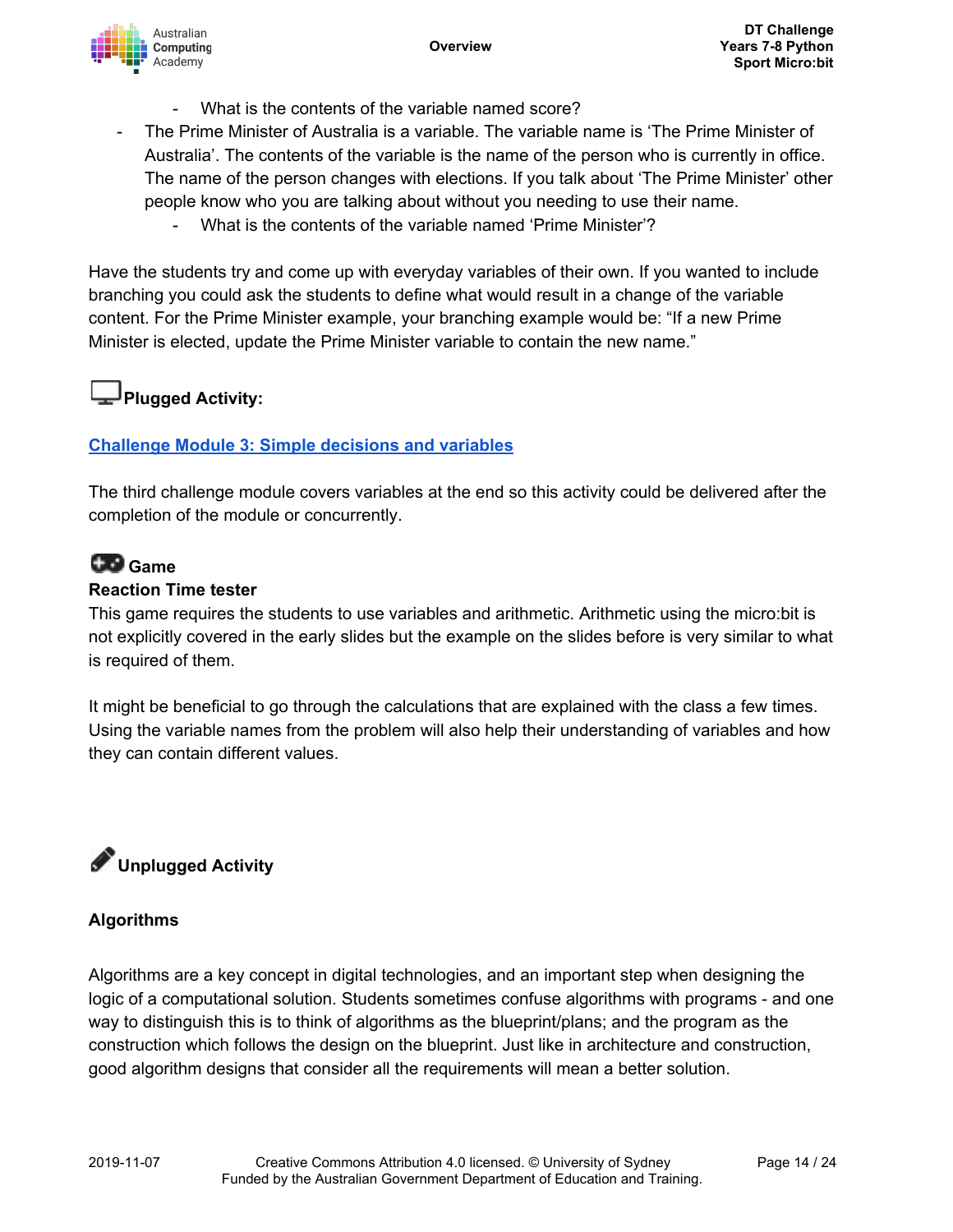- What is the contents of the variable named score?
- The Prime Minister of Australia is a variable. The variable name is 'The Prime Minister of Australia'. The contents of the variable is the name of the person who is currently in office. The name of the person changes with elections. If you talk about 'The Prime Minister' other people know who you are talking about without you needing to use their name.
    - What is the contents of the variable named 'Prime Minister'?

Have the students try and come up with everyday variables of their own. If you wanted to include branching you could ask the students to define what would result in a change of the variable content. For the Prime Minister example, your branching example would be: "If a new Prime Minister is elected, update the Prime Minister variable to contain the new name."

## Plugged Activity:

**Challenge Module 3: Simple decisions and variables**

The third challenge module covers variables at the end so this activity could be delivered after the completion of the module or concurrently.

## Game

**Reaction Time tester**

This game requires the students to use variables and arithmetic. Arithmetic using the micro:bit is not explicitly covered in the early slides but the example on the slides before is very similar to what is required of them.

It might be beneficial to go through the calculations that are explained with the class a few times. Using the variable names from the problem will also help their understanding of variables and how they can contain different values.

## Unplugged Activity

### Algorithms

Algorithms are a key concept in digital technologies, and an important step when designing the logic of a computational solution. Students sometimes confuse algorithms with programs - and one way to distinguish this is to think of algorithms as the blueprint/plans; and the program as the construction which follows the design on the blueprint. Just like in architecture and construction, good algorithm designs that consider all the requirements will mean a better solution.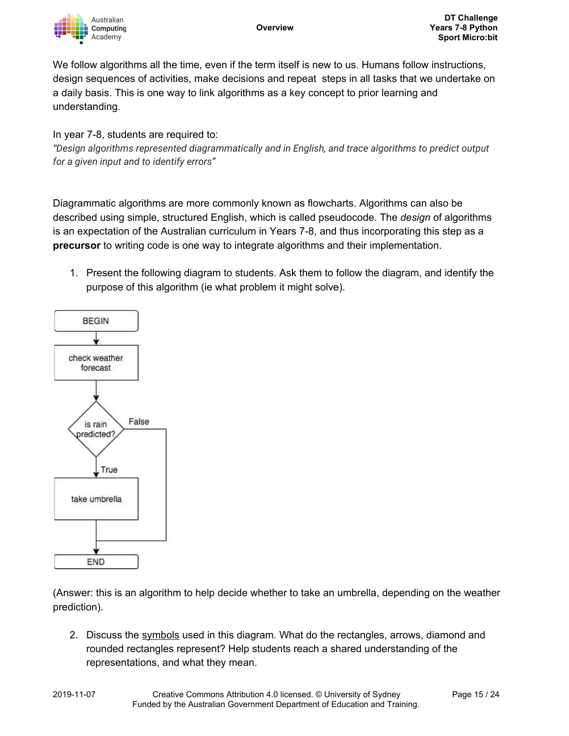We follow algorithms all the time, even if the term itself is new to us. Humans follow instructions, design sequences of activities, make decisions and repeat steps in all tasks that we undertake on a daily basis. This is one way to link algorithms as a key concept to prior learning and understanding.

In year 7-8, students are required to:
*"Design algorithms represented diagrammatically and in English, and trace algorithms to predict output for a given input and to identify errors"*

Diagrammatic algorithms are more commonly known as flowcharts. Algorithms can also be described using simple, structured English, which is called pseudocode. The *design* of algorithms is an expectation of the Australian curriculum in Years 7-8, and thus incorporating this step as a **precursor** to writing code is one way to integrate algorithms and their implementation.

1. Present the following diagram to students. Ask them to follow the diagram, and identify the purpose of this algorithm (ie what problem it might solve).

BEGIN → check weather forecast → is rain predicted? → True → take umbrella → END; False → END

(Answer: this is an algorithm to help decide whether to take an umbrella, depending on the weather prediction).

2. Discuss the symbols used in this diagram. What do the rectangles, arrows, diamond and rounded rectangles represent? Help students reach a shared understanding of the representations, and what they mean.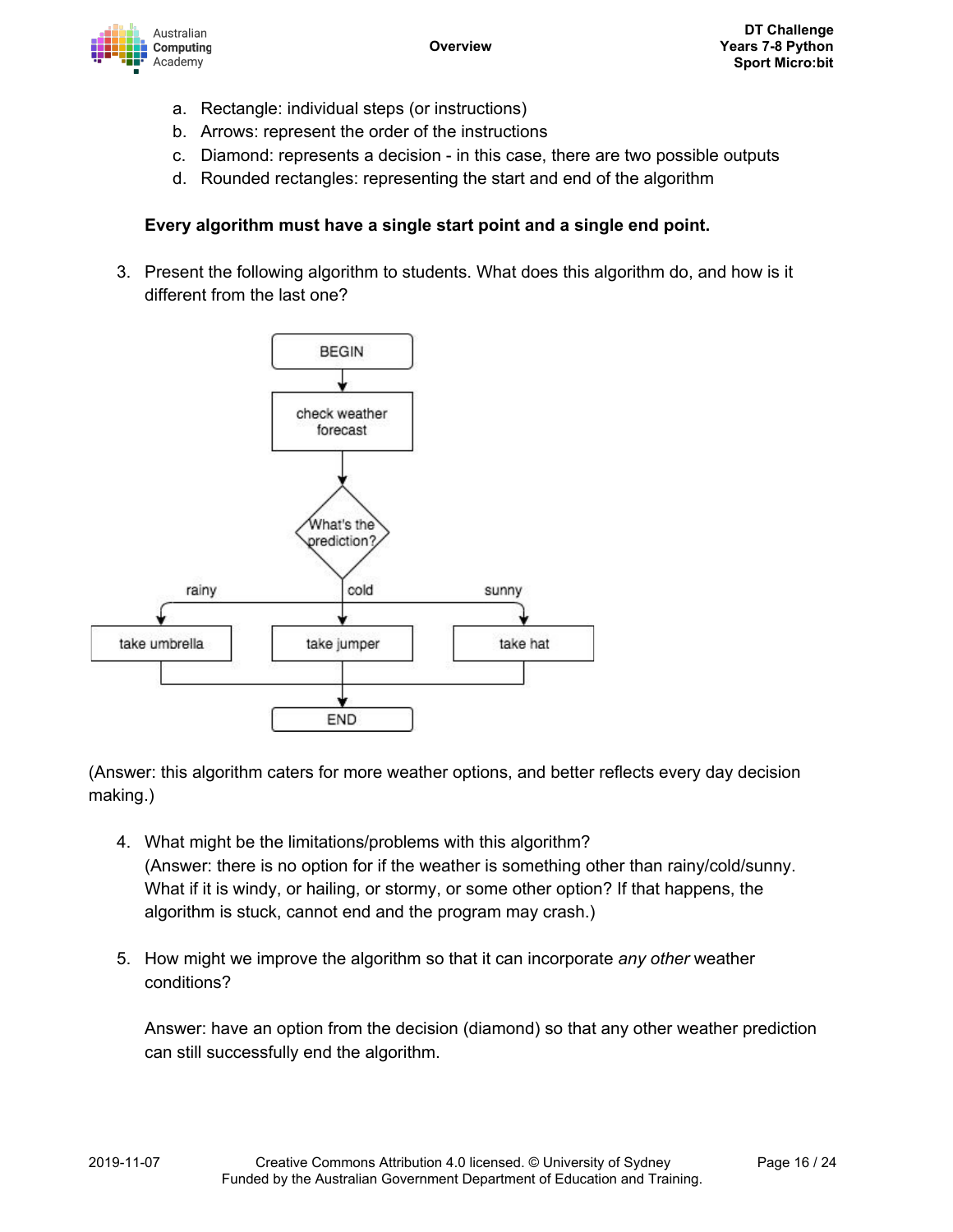a. Rectangle: individual steps (or instructions)
b. Arrows: represent the order of the instructions
c. Diamond: represents a decision - in this case, there are two possible outputs
d. Rounded rectangles: representing the start and end of the algorithm

**Every algorithm must have a single start point and a single end point.**

3. Present the following algorithm to students. What does this algorithm do, and how is it different from the last one?

BEGIN

check weather forecast

What's the prediction?

rainy | cold | sunny

take umbrella | take jumper | take hat

END

(Answer: this algorithm caters for more weather options, and better reflects every day decision making.)

4. What might be the limitations/problems with this algorithm?
(Answer: there is no option for if the weather is something other than rainy/cold/sunny. What if it is windy, or hailing, or stormy, or some other option? If that happens, the algorithm is stuck, cannot end and the program may crash.)

5. How might we improve the algorithm so that it can incorporate *any other* weather conditions?

Answer: have an option from the decision (diamond) so that any other weather prediction can still successfully end the algorithm.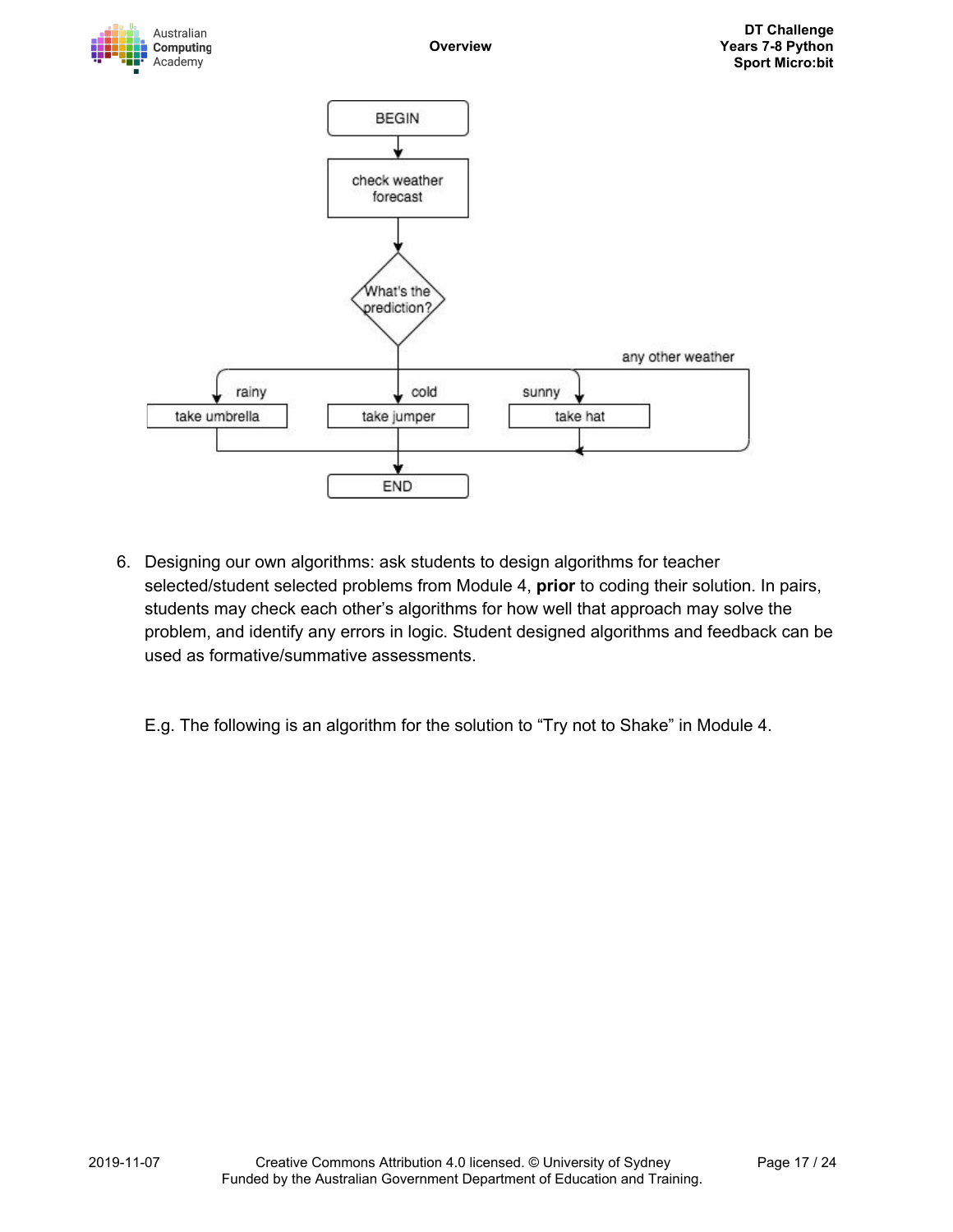BEGIN

check weather forecast

What's the prediction?

rainy — take umbrella

cold — take jumper

sunny — take hat

any other weather

END

6. Designing our own algorithms: ask students to design algorithms for teacher selected/student selected problems from Module 4, **prior** to coding their solution. In pairs, students may check each other's algorithms for how well that approach may solve the problem, and identify any errors in logic. Student designed algorithms and feedback can be used as formative/summative assessments.

   E.g. The following is an algorithm for the solution to "Try not to Shake" in Module 4.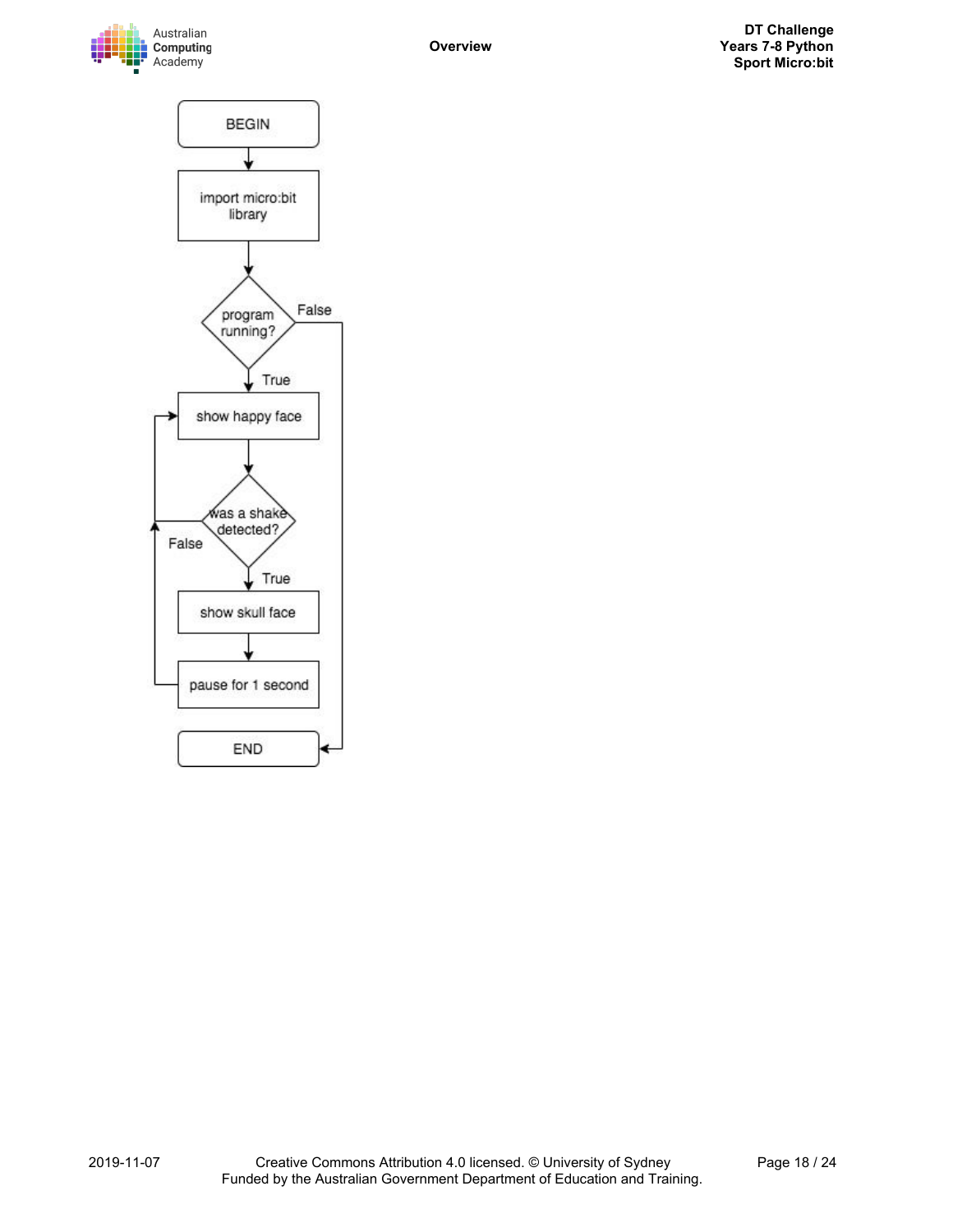BEGIN

import micro:bit library

program running?

- False → END
- True → show happy face

show happy face

was a shake detected?

- False → show happy face
- True → show skull face

show skull face

pause for 1 second → show happy face

END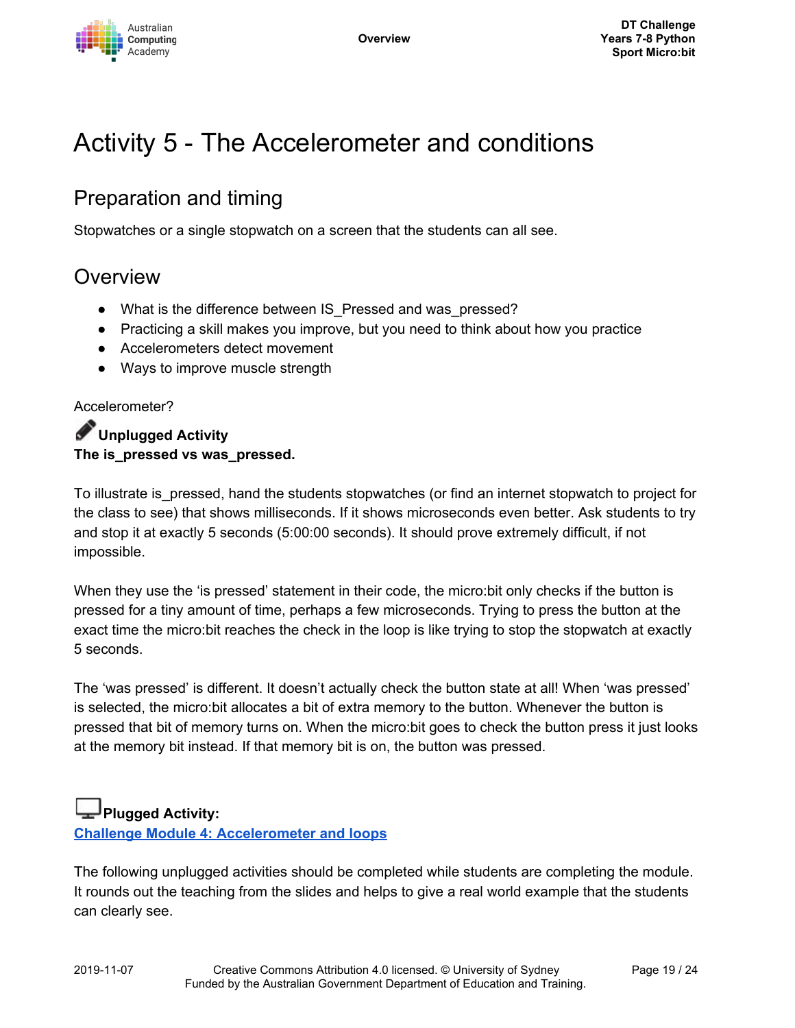# Activity 5 - The Accelerometer and conditions

## Preparation and timing

Stopwatches or a single stopwatch on a screen that the students can all see.

## Overview

- What is the difference between IS_Pressed and was_pressed?
- Practicing a skill makes you improve, but you need to think about how you practice
- Accelerometers detect movement
- Ways to improve muscle strength

Accelerometer?

**Unplugged Activity**
**The is_pressed vs was_pressed.**

To illustrate is_pressed, hand the students stopwatches (or find an internet stopwatch to project for the class to see) that shows milliseconds. If it shows microseconds even better. Ask students to try and stop it at exactly 5 seconds (5:00:00 seconds). It should prove extremely difficult, if not impossible.

When they use the 'is pressed' statement in their code, the micro:bit only checks if the button is pressed for a tiny amount of time, perhaps a few microseconds. Trying to press the button at the exact time the micro:bit reaches the check in the loop is like trying to stop the stopwatch at exactly 5 seconds.

The 'was pressed' is different. It doesn't actually check the button state at all! When 'was pressed' is selected, the micro:bit allocates a bit of extra memory to the button. Whenever the button is pressed that bit of memory turns on. When the micro:bit goes to check the button press it just looks at the memory bit instead. If that memory bit is on, the button was pressed.

**Plugged Activity:**
**Challenge Module 4: Accelerometer and loops**

The following unplugged activities should be completed while students are completing the module. It rounds out the teaching from the slides and helps to give a real world example that the students can clearly see.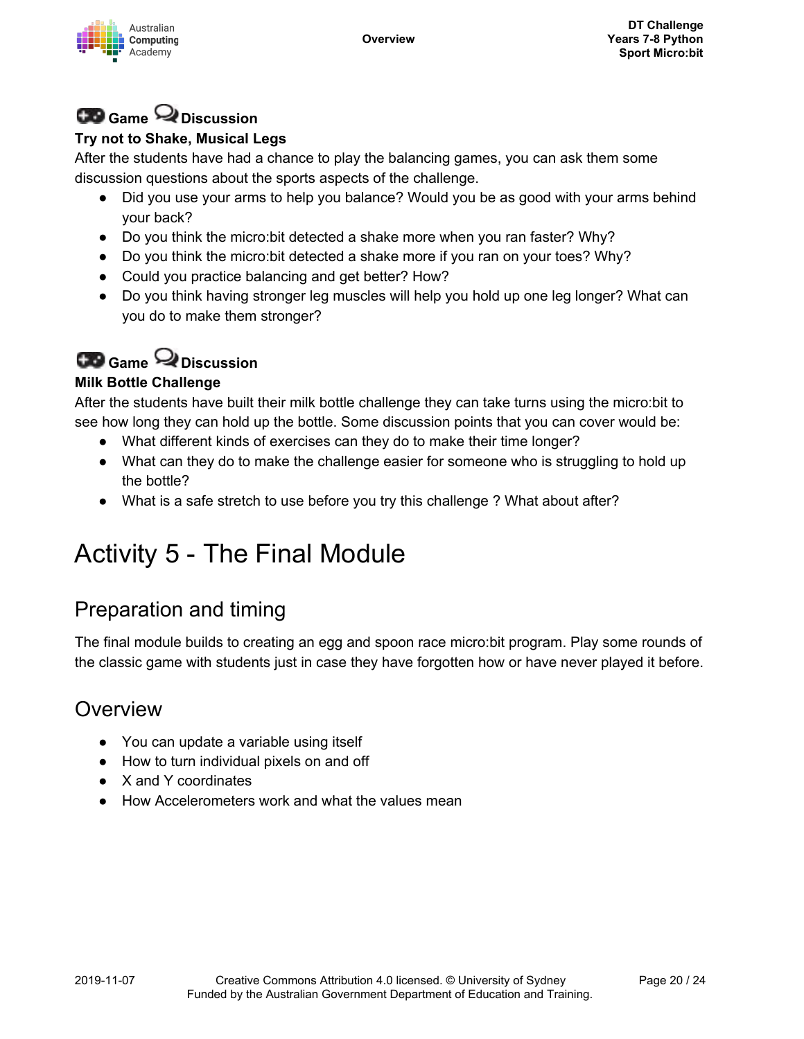### Game Discussion

**Try not to Shake, Musical Legs**

After the students have had a chance to play the balancing games, you can ask them some discussion questions about the sports aspects of the challenge.

- Did you use your arms to help you balance? Would you be as good with your arms behind your back?
- Do you think the micro:bit detected a shake more when you ran faster? Why?
- Do you think the micro:bit detected a shake more if you ran on your toes? Why?
- Could you practice balancing and get better? How?
- Do you think having stronger leg muscles will help you hold up one leg longer? What can you do to make them stronger?

### Game Discussion

**Milk Bottle Challenge**

After the students have built their milk bottle challenge they can take turns using the micro:bit to see how long they can hold up the bottle. Some discussion points that you can cover would be:

- What different kinds of exercises can they do to make their time longer?
- What can they do to make the challenge easier for someone who is struggling to hold up the bottle?
- What is a safe stretch to use before you try this challenge ? What about after?

# Activity 5 - The Final Module

## Preparation and timing

The final module builds to creating an egg and spoon race micro:bit program. Play some rounds of the classic game with students just in case they have forgotten how or have never played it before.

## Overview

- You can update a variable using itself
- How to turn individual pixels on and off
- X and Y coordinates
- How Accelerometers work and what the values mean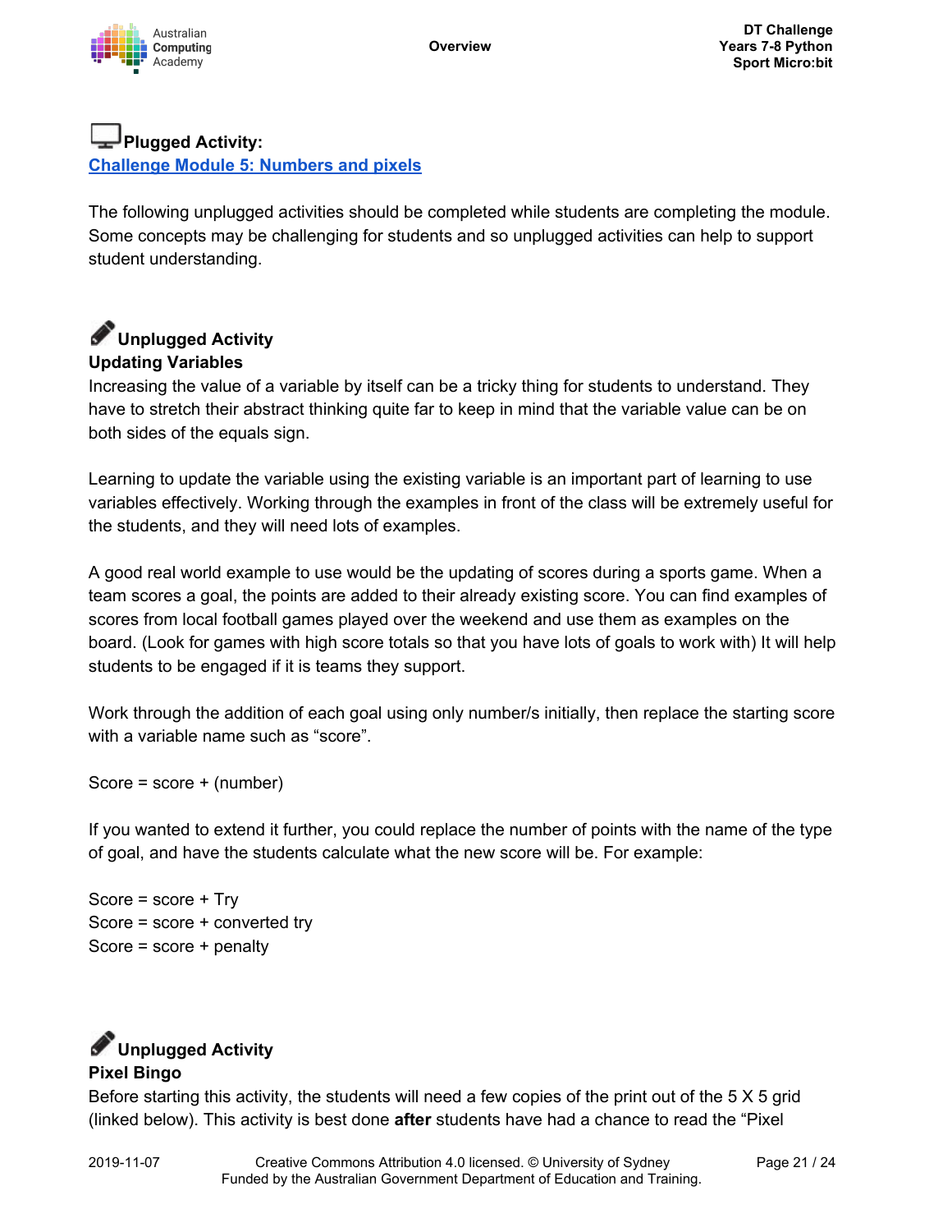### Plugged Activity:

[Challenge Module 5: Numbers and pixels]

The following unplugged activities should be completed while students are completing the module. Some concepts may be challenging for students and so unplugged activities can help to support student understanding.

### Unplugged Activity

**Updating Variables**

Increasing the value of a variable by itself can be a tricky thing for students to understand. They have to stretch their abstract thinking quite far to keep in mind that the variable value can be on both sides of the equals sign.

Learning to update the variable using the existing variable is an important part of learning to use variables effectively. Working through the examples in front of the class will be extremely useful for the students, and they will need lots of examples.

A good real world example to use would be the updating of scores during a sports game. When a team scores a goal, the points are added to their already existing score. You can find examples of scores from local football games played over the weekend and use them as examples on the board. (Look for games with high score totals so that you have lots of goals to work with) It will help students to be engaged if it is teams they support.

Work through the addition of each goal using only number/s initially, then replace the starting score with a variable name such as "score".

Score = score + (number)

If you wanted to extend it further, you could replace the number of points with the name of the type of goal, and have the students calculate what the new score will be. For example:

Score = score + Try
Score = score + converted try
Score = score + penalty

### Unplugged Activity

**Pixel Bingo**

Before starting this activity, the students will need a few copies of the print out of the 5 X 5 grid (linked below). This activity is best done **after** students have had a chance to read the "Pixel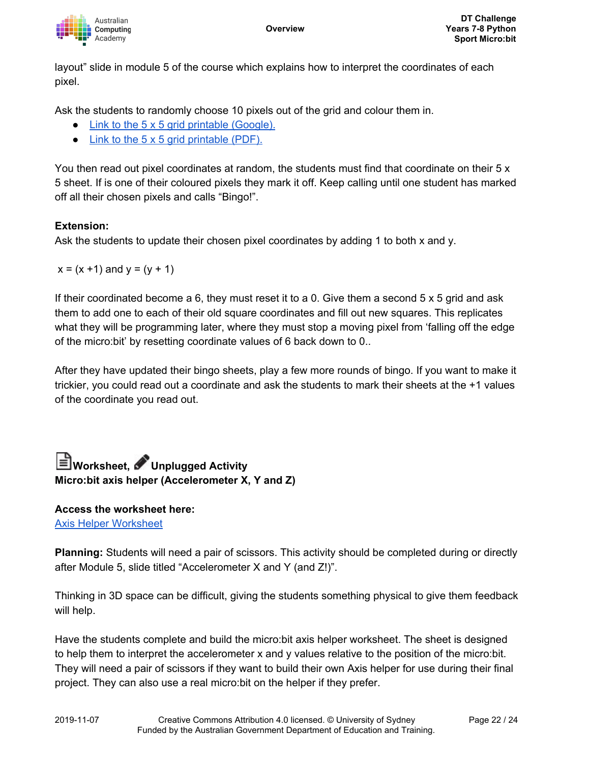layout" slide in module 5 of the course which explains how to interpret the coordinates of each pixel.

Ask the students to randomly choose 10 pixels out of the grid and colour them in.

- Link to the 5 x 5 grid printable (Google).
- Link to the 5 x 5 grid printable (PDF).

You then read out pixel coordinates at random, the students must find that coordinate on their 5 x 5 sheet. If is one of their coloured pixels they mark it off. Keep calling until one student has marked off all their chosen pixels and calls "Bingo!".

**Extension:**
Ask the students to update their chosen pixel coordinates by adding 1 to both x and y.

x = (x +1) and y = (y + 1)

If their coordinated become a 6, they must reset it to a 0. Give them a second 5 x 5 grid and ask them to add one to each of their old square coordinates and fill out new squares. This replicates what they will be programming later, where they must stop a moving pixel from 'falling off the edge of the micro:bit' by resetting coordinate values of 6 back down to 0..

After they have updated their bingo sheets, play a few more rounds of bingo. If you want to make it trickier, you could read out a coordinate and ask the students to mark their sheets at the +1 values of the coordinate you read out.

**Worksheet, Unplugged Activity**
**Micro:bit axis helper (Accelerometer X, Y and Z)**

**Access the worksheet here:**
Axis Helper Worksheet

**Planning:** Students will need a pair of scissors. This activity should be completed during or directly after Module 5, slide titled "Accelerometer X and Y (and Z!)".

Thinking in 3D space can be difficult, giving the students something physical to give them feedback will help.

Have the students complete and build the micro:bit axis helper worksheet. The sheet is designed to help them to interpret the accelerometer x and y values relative to the position of the micro:bit. They will need a pair of scissors if they want to build their own Axis helper for use during their final project. They can also use a real micro:bit on the helper if they prefer.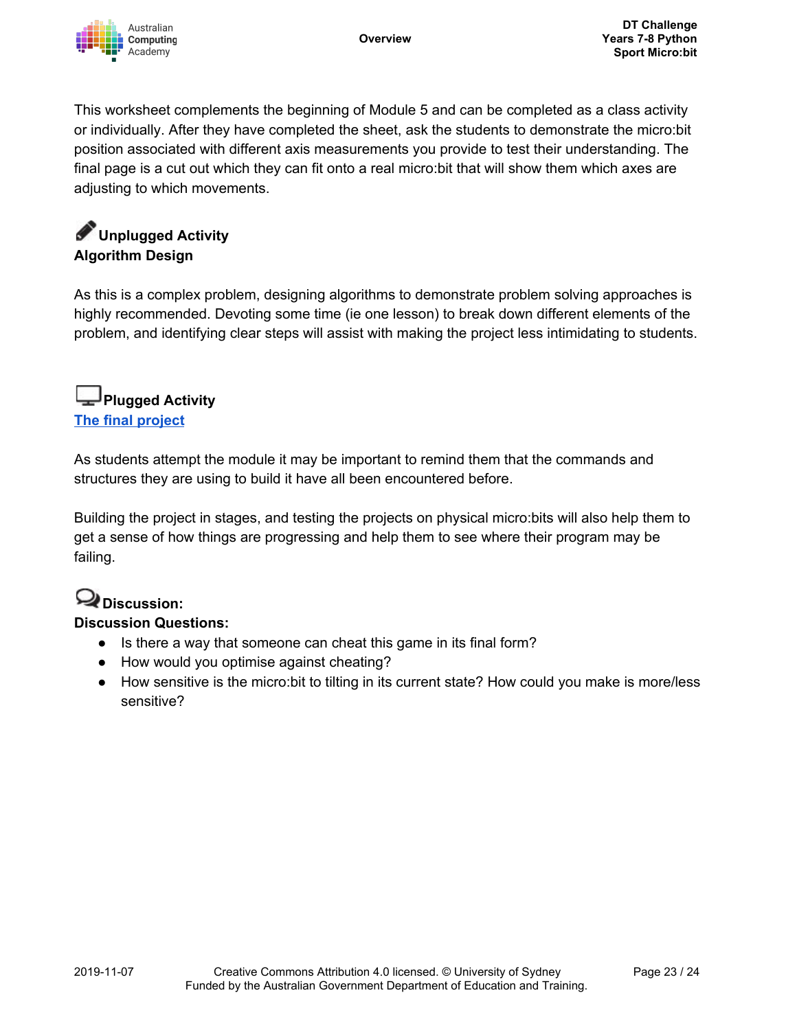This worksheet complements the beginning of Module 5 and can be completed as a class activity or individually. After they have completed the sheet, ask the students to demonstrate the micro:bit position associated with different axis measurements you provide to test their understanding. The final page is a cut out which they can fit onto a real micro:bit that will show them which axes are adjusting to which movements.

## Unplugged Activity

**Algorithm Design**

As this is a complex problem, designing algorithms to demonstrate problem solving approaches is highly recommended. Devoting some time (ie one lesson) to break down different elements of the problem, and identifying clear steps will assist with making the project less intimidating to students.

## Plugged Activity

**The final project**

As students attempt the module it may be important to remind them that the commands and structures they are using to build it have all been encountered before.

Building the project in stages, and testing the projects on physical micro:bits will also help them to get a sense of how things are progressing and help them to see where their program may be failing.

## Discussion:

**Discussion Questions:**

- Is there a way that someone can cheat this game in its final form?
- How would you optimise against cheating?
- How sensitive is the micro:bit to tilting in its current state? How could you make is more/less sensitive?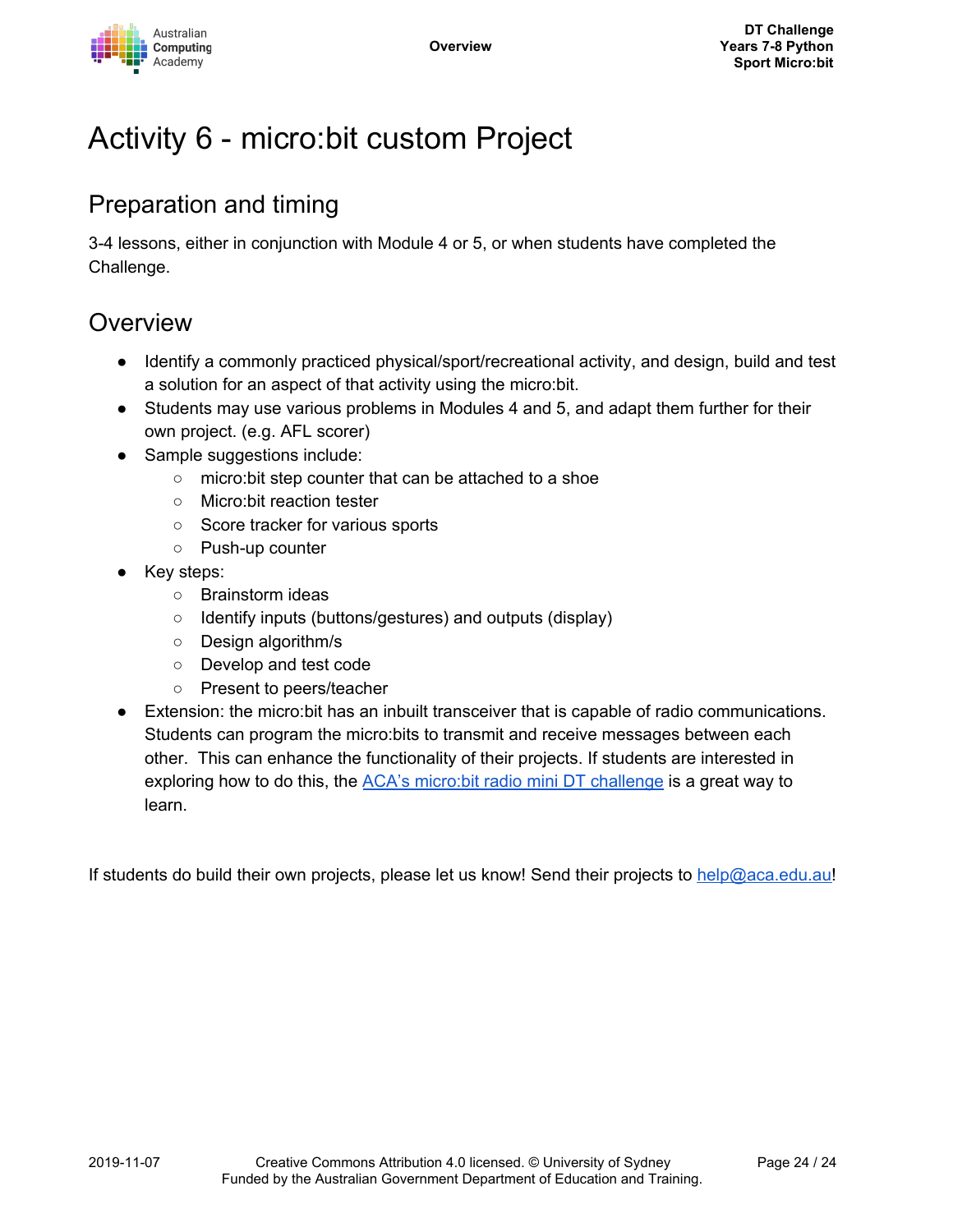# Activity 6 - micro:bit custom Project

## Preparation and timing

3-4 lessons, either in conjunction with Module 4 or 5, or when students have completed the Challenge.

## Overview

- Identify a commonly practiced physical/sport/recreational activity, and design, build and test a solution for an aspect of that activity using the micro:bit.
- Students may use various problems in Modules 4 and 5, and adapt them further for their own project. (e.g. AFL scorer)
- Sample suggestions include:
  - micro:bit step counter that can be attached to a shoe
  - Micro:bit reaction tester
  - Score tracker for various sports
  - Push-up counter
- Key steps:
  - Brainstorm ideas
  - Identify inputs (buttons/gestures) and outputs (display)
  - Design algorithm/s
  - Develop and test code
  - Present to peers/teacher
- Extension: the micro:bit has an inbuilt transceiver that is capable of radio communications. Students can program the micro:bits to transmit and receive messages between each other. This can enhance the functionality of their projects. If students are interested in exploring how to do this, the ACA's micro:bit radio mini DT challenge is a great way to learn.

If students do build their own projects, please let us know! Send their projects to help@aca.edu.au!